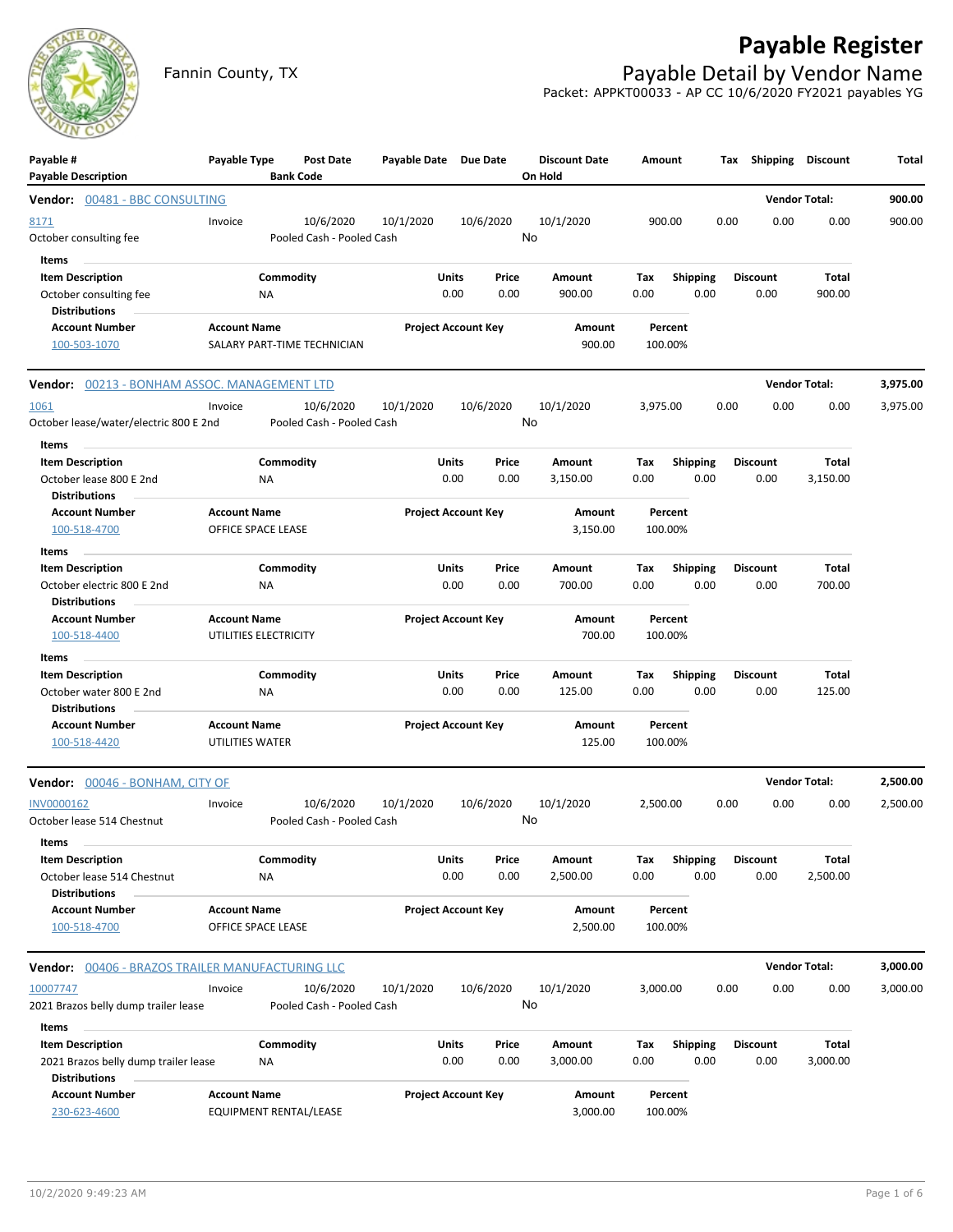# Payable Register

Fannin County, TX

## Payable Detail by Vendor Name

Packet: APPKT00033 - AP CC 10/6/2020 FY2021 payables YG

| Payable # / Payable Description | Payable Type | Post Date / Bank Code | Payable Date | Due Date | Discount Date / On Hold | Amount | Tax | Shipping | Discount | Total |
|---|---|---|---|---|---|---|---|---|---|---|

**Vendor: 00481 - BBC CONSULTING** — Vendor Total: **900.00**

| Payable # / Payable Description | Payable Type | Post Date / Bank Code | Payable Date | Due Date | Discount Date / On Hold | Amount | Tax | Shipping | Discount | Total |
|---|---|---|---|---|---|---|---|---|---|---|
| 8171 / October consulting fee | Invoice | 10/6/2020 / Pooled Cash - Pooled Cash | 10/1/2020 | 10/6/2020 | 10/1/2020 / No | 900.00 | 0.00 | 0.00 | 0.00 | 900.00 |

Items

| Item Description | Commodity | Units | Price | Amount | Tax | Shipping | Discount | Total |
|---|---|---|---|---|---|---|---|---|
| October consulting fee | NA | 0.00 | 0.00 | 900.00 | 0.00 | 0.00 | 0.00 | 900.00 |

Distributions

| Account Number | Account Name | Project Account Key | Amount | Percent |
|---|---|---|---|---|
| 100-503-1070 | SALARY PART-TIME TECHNICIAN | | 900.00 | 100.00% |

**Vendor: 00213 - BONHAM ASSOC. MANAGEMENT LTD** — Vendor Total: **3,975.00**

| Payable # / Payable Description | Payable Type | Post Date / Bank Code | Payable Date | Due Date | Discount Date / On Hold | Amount | Tax | Shipping | Discount | Total |
|---|---|---|---|---|---|---|---|---|---|---|
| 1061 / October lease/water/electric 800 E 2nd | Invoice | 10/6/2020 / Pooled Cash - Pooled Cash | 10/1/2020 | 10/6/2020 | 10/1/2020 / No | 3,975.00 | 0.00 | 0.00 | 0.00 | 3,975.00 |

Items

| Item Description | Commodity | Units | Price | Amount | Tax | Shipping | Discount | Total |
|---|---|---|---|---|---|---|---|---|
| October lease 800 E 2nd | NA | 0.00 | 0.00 | 3,150.00 | 0.00 | 0.00 | 0.00 | 3,150.00 |

Distributions

| Account Number | Account Name | Project Account Key | Amount | Percent |
|---|---|---|---|---|
| 100-518-4700 | OFFICE SPACE LEASE | | 3,150.00 | 100.00% |

Items

| Item Description | Commodity | Units | Price | Amount | Tax | Shipping | Discount | Total |
|---|---|---|---|---|---|---|---|---|
| October electric 800 E 2nd | NA | 0.00 | 0.00 | 700.00 | 0.00 | 0.00 | 0.00 | 700.00 |

Distributions

| Account Number | Account Name | Project Account Key | Amount | Percent |
|---|---|---|---|---|
| 100-518-4400 | UTILITIES ELECTRICITY | | 700.00 | 100.00% |

Items

| Item Description | Commodity | Units | Price | Amount | Tax | Shipping | Discount | Total |
|---|---|---|---|---|---|---|---|---|
| October water 800 E 2nd | NA | 0.00 | 0.00 | 125.00 | 0.00 | 0.00 | 0.00 | 125.00 |

Distributions

| Account Number | Account Name | Project Account Key | Amount | Percent |
|---|---|---|---|---|
| 100-518-4420 | UTILITIES WATER | | 125.00 | 100.00% |

**Vendor: 00046 - BONHAM, CITY OF** — Vendor Total: **2,500.00**

| Payable # / Payable Description | Payable Type | Post Date / Bank Code | Payable Date | Due Date | Discount Date / On Hold | Amount | Tax | Shipping | Discount | Total |
|---|---|---|---|---|---|---|---|---|---|---|
| INV0000162 / October lease 514 Chestnut | Invoice | 10/6/2020 / Pooled Cash - Pooled Cash | 10/1/2020 | 10/6/2020 | 10/1/2020 / No | 2,500.00 | 0.00 | 0.00 | 0.00 | 2,500.00 |

Items

| Item Description | Commodity | Units | Price | Amount | Tax | Shipping | Discount | Total |
|---|---|---|---|---|---|---|---|---|
| October lease 514 Chestnut | NA | 0.00 | 0.00 | 2,500.00 | 0.00 | 0.00 | 0.00 | 2,500.00 |

Distributions

| Account Number | Account Name | Project Account Key | Amount | Percent |
|---|---|---|---|---|
| 100-518-4700 | OFFICE SPACE LEASE | | 2,500.00 | 100.00% |

**Vendor: 00406 - BRAZOS TRAILER MANUFACTURING LLC** — Vendor Total: **3,000.00**

| Payable # / Payable Description | Payable Type | Post Date / Bank Code | Payable Date | Due Date | Discount Date / On Hold | Amount | Tax | Shipping | Discount | Total |
|---|---|---|---|---|---|---|---|---|---|---|
| 10007747 / 2021 Brazos belly dump trailer lease | Invoice | 10/6/2020 / Pooled Cash - Pooled Cash | 10/1/2020 | 10/6/2020 | 10/1/2020 / No | 3,000.00 | 0.00 | 0.00 | 0.00 | 3,000.00 |

Items

| Item Description | Commodity | Units | Price | Amount | Tax | Shipping | Discount | Total |
|---|---|---|---|---|---|---|---|---|
| 2021 Brazos belly dump trailer lease | NA | 0.00 | 0.00 | 3,000.00 | 0.00 | 0.00 | 0.00 | 3,000.00 |

Distributions

| Account Number | Account Name | Project Account Key | Amount | Percent |
|---|---|---|---|---|
| 230-623-4600 | EQUIPMENT RENTAL/LEASE | | 3,000.00 | 100.00% |

10/2/2020 9:49:23 AM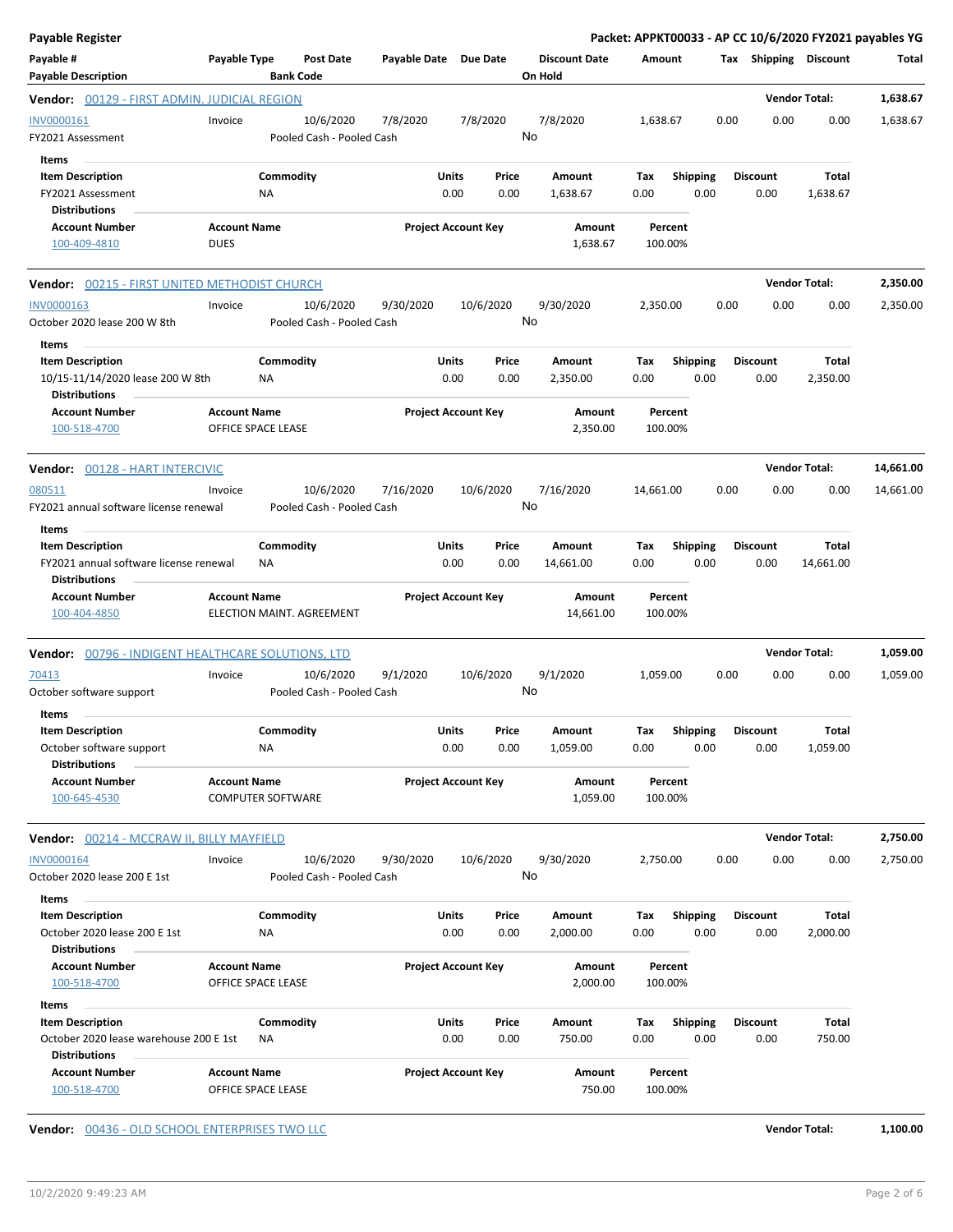**Payable Register** — **Packet: APPKT00033 - AP CC 10/6/2020 FY2021 payables YG**

| Payable # | Payable Type | Post Date | Payable Date | Due Date | Discount Date | Amount | Tax | Shipping | Discount | Total |
|---|---|---|---|---|---|---|---|---|---|---|
| **Payable Description** | | **Bank Code** | | | **On Hold** | | | | | |

**Vendor:** 00129 - FIRST ADMIN. JUDICIAL REGION — **Vendor Total:** 1,638.67

| Payable # | Payable Type | Post Date | Payable Date | Due Date | Discount Date | Amount | Tax | Shipping | Discount | Total |
|---|---|---|---|---|---|---|---|---|---|---|
| INV0000161 | Invoice | 10/6/2020 | 7/8/2020 | 7/8/2020 | 7/8/2020 | 1,638.67 | 0.00 | 0.00 | 0.00 | 1,638.67 |
| FY2021 Assessment | | Pooled Cash - Pooled Cash | | | No | | | | | |

Items

| Item Description | Commodity | Units | Price | Amount | Tax | Shipping | Discount | Total |
|---|---|---|---|---|---|---|---|---|
| FY2021 Assessment | NA | 0.00 | 0.00 | 1,638.67 | 0.00 | 0.00 | 0.00 | 1,638.67 |

Distributions

| Account Number | Account Name | Project Account Key | Amount | Percent |
|---|---|---|---|---|
| 100-409-4810 | DUES | | 1,638.67 | 100.00% |

**Vendor:** 00215 - FIRST UNITED METHODIST CHURCH — **Vendor Total:** 2,350.00

| Payable # | Payable Type | Post Date | Payable Date | Due Date | Discount Date | Amount | Tax | Shipping | Discount | Total |
|---|---|---|---|---|---|---|---|---|---|---|
| INV0000163 | Invoice | 10/6/2020 | 9/30/2020 | 10/6/2020 | 9/30/2020 | 2,350.00 | 0.00 | 0.00 | 0.00 | 2,350.00 |
| October 2020 lease 200 W 8th | | Pooled Cash - Pooled Cash | | | No | | | | | |

Items

| Item Description | Commodity | Units | Price | Amount | Tax | Shipping | Discount | Total |
|---|---|---|---|---|---|---|---|---|
| 10/15-11/14/2020 lease 200 W 8th | NA | 0.00 | 0.00 | 2,350.00 | 0.00 | 0.00 | 0.00 | 2,350.00 |

Distributions

| Account Number | Account Name | Project Account Key | Amount | Percent |
|---|---|---|---|---|
| 100-518-4700 | OFFICE SPACE LEASE | | 2,350.00 | 100.00% |

**Vendor:** 00128 - HART INTERCIVIC — **Vendor Total:** 14,661.00

| Payable # | Payable Type | Post Date | Payable Date | Due Date | Discount Date | Amount | Tax | Shipping | Discount | Total |
|---|---|---|---|---|---|---|---|---|---|---|
| 080511 | Invoice | 10/6/2020 | 7/16/2020 | 10/6/2020 | 7/16/2020 | 14,661.00 | 0.00 | 0.00 | 0.00 | 14,661.00 |
| FY2021 annual software license renewal | | Pooled Cash - Pooled Cash | | | No | | | | | |

Items

| Item Description | Commodity | Units | Price | Amount | Tax | Shipping | Discount | Total |
|---|---|---|---|---|---|---|---|---|
| FY2021 annual software license renewal | NA | 0.00 | 0.00 | 14,661.00 | 0.00 | 0.00 | 0.00 | 14,661.00 |

Distributions

| Account Number | Account Name | Project Account Key | Amount | Percent |
|---|---|---|---|---|
| 100-404-4850 | ELECTION MAINT. AGREEMENT | | 14,661.00 | 100.00% |

**Vendor:** 00796 - INDIGENT HEALTHCARE SOLUTIONS, LTD — **Vendor Total:** 1,059.00

| Payable # | Payable Type | Post Date | Payable Date | Due Date | Discount Date | Amount | Tax | Shipping | Discount | Total |
|---|---|---|---|---|---|---|---|---|---|---|
| 70413 | Invoice | 10/6/2020 | 9/1/2020 | 10/6/2020 | 9/1/2020 | 1,059.00 | 0.00 | 0.00 | 0.00 | 1,059.00 |
| October software support | | Pooled Cash - Pooled Cash | | | No | | | | | |

Items

| Item Description | Commodity | Units | Price | Amount | Tax | Shipping | Discount | Total |
|---|---|---|---|---|---|---|---|---|
| October software support | NA | 0.00 | 0.00 | 1,059.00 | 0.00 | 0.00 | 0.00 | 1,059.00 |

Distributions

| Account Number | Account Name | Project Account Key | Amount | Percent |
|---|---|---|---|---|
| 100-645-4530 | COMPUTER SOFTWARE | | 1,059.00 | 100.00% |

**Vendor:** 00214 - MCCRAW II, BILLY MAYFIELD — **Vendor Total:** 2,750.00

| Payable # | Payable Type | Post Date | Payable Date | Due Date | Discount Date | Amount | Tax | Shipping | Discount | Total |
|---|---|---|---|---|---|---|---|---|---|---|
| INV0000164 | Invoice | 10/6/2020 | 9/30/2020 | 10/6/2020 | 9/30/2020 | 2,750.00 | 0.00 | 0.00 | 0.00 | 2,750.00 |
| October 2020 lease 200 E 1st | | Pooled Cash - Pooled Cash | | | No | | | | | |

Items

| Item Description | Commodity | Units | Price | Amount | Tax | Shipping | Discount | Total |
|---|---|---|---|---|---|---|---|---|
| October 2020 lease 200 E 1st | NA | 0.00 | 0.00 | 2,000.00 | 0.00 | 0.00 | 0.00 | 2,000.00 |

Distributions

| Account Number | Account Name | Project Account Key | Amount | Percent |
|---|---|---|---|---|
| 100-518-4700 | OFFICE SPACE LEASE | | 2,000.00 | 100.00% |

Items

| Item Description | Commodity | Units | Price | Amount | Tax | Shipping | Discount | Total |
|---|---|---|---|---|---|---|---|---|
| October 2020 lease warehouse 200 E 1st | NA | 0.00 | 0.00 | 750.00 | 0.00 | 0.00 | 0.00 | 750.00 |

Distributions

| Account Number | Account Name | Project Account Key | Amount | Percent |
|---|---|---|---|---|
| 100-518-4700 | OFFICE SPACE LEASE | | 750.00 | 100.00% |

**Vendor:** 00436 - OLD SCHOOL ENTERPRISES TWO LLC — **Vendor Total:** 1,100.00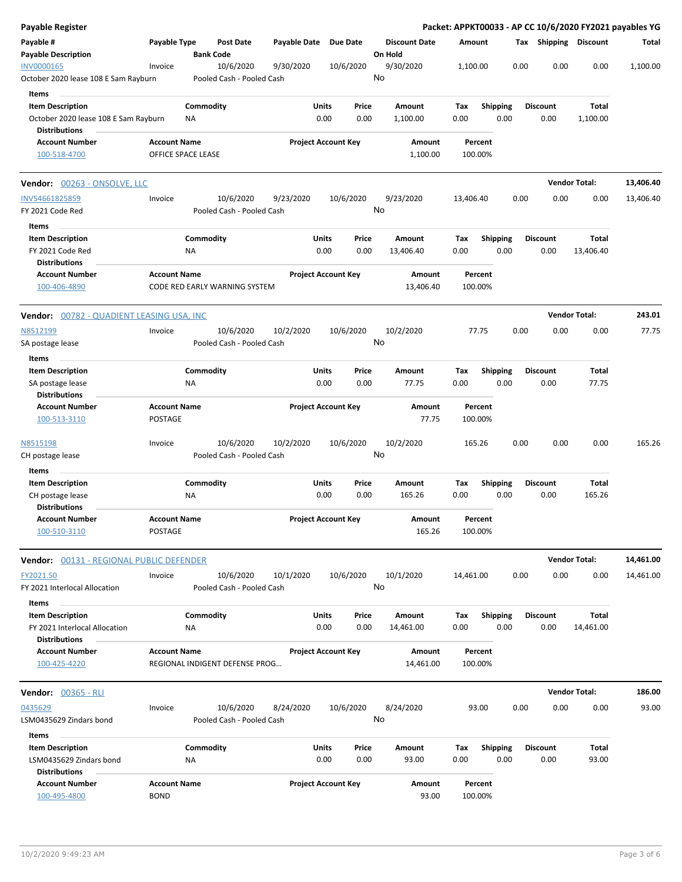**Payable Register** — Packet: APPKT00033 - AP CC 10/6/2020 FY2021 payables YG

| Payable # | Payable Type | Post Date | Payable Date | Due Date | Discount Date | Amount | Tax | Shipping | Discount | Total |
|---|---|---|---|---|---|---|---|---|---|---|
| **Payable Description** | | **Bank Code** | | | **On Hold** | | | | | |
| INV0000165 | Invoice | 10/6/2020 | 9/30/2020 | 10/6/2020 | 9/30/2020 | 1,100.00 | 0.00 | 0.00 | 0.00 | 1,100.00 |
| October 2020 lease 108 E Sam Rayburn | | Pooled Cash - Pooled Cash | | | No | | | | | |

**Items**

| Item Description | Commodity | Units | Price | Amount | Tax | Shipping | Discount | Total |
|---|---|---|---|---|---|---|---|---|
| October 2020 lease 108 E Sam Rayburn | NA | 0.00 | 0.00 | 1,100.00 | 0.00 | 0.00 | 0.00 | 1,100.00 |

**Distributions**

| Account Number | Account Name | Project Account Key | Amount | Percent |
|---|---|---|---|---|
| 100-518-4700 | OFFICE SPACE LEASE | | 1,100.00 | 100.00% |

**Vendor: 00263 - ONSOLVE, LLC** — **Vendor Total: 13,406.40**

| Payable # | Payable Type | Post Date | Payable Date | Due Date | Discount Date | Amount | Tax | Shipping | Discount | Total |
|---|---|---|---|---|---|---|---|---|---|---|
| INV54661825859 | Invoice | 10/6/2020 | 9/23/2020 | 10/6/2020 | 9/23/2020 | 13,406.40 | 0.00 | 0.00 | 0.00 | 13,406.40 |
| FY 2021 Code Red | | Pooled Cash - Pooled Cash | | | No | | | | | |

**Items**

| Item Description | Commodity | Units | Price | Amount | Tax | Shipping | Discount | Total |
|---|---|---|---|---|---|---|---|---|
| FY 2021 Code Red | NA | 0.00 | 0.00 | 13,406.40 | 0.00 | 0.00 | 0.00 | 13,406.40 |

**Distributions**

| Account Number | Account Name | Project Account Key | Amount | Percent |
|---|---|---|---|---|
| 100-406-4890 | CODE RED EARLY WARNING SYSTEM | | 13,406.40 | 100.00% |

**Vendor: 00782 - QUADIENT LEASING USA, INC** — **Vendor Total: 243.01**

| Payable # | Payable Type | Post Date | Payable Date | Due Date | Discount Date | Amount | Tax | Shipping | Discount | Total |
|---|---|---|---|---|---|---|---|---|---|---|
| N8512199 | Invoice | 10/6/2020 | 10/2/2020 | 10/6/2020 | 10/2/2020 | 77.75 | 0.00 | 0.00 | 0.00 | 77.75 |
| SA postage lease | | Pooled Cash - Pooled Cash | | | No | | | | | |

**Items**

| Item Description | Commodity | Units | Price | Amount | Tax | Shipping | Discount | Total |
|---|---|---|---|---|---|---|---|---|
| SA postage lease | NA | 0.00 | 0.00 | 77.75 | 0.00 | 0.00 | 0.00 | 77.75 |

**Distributions**

| Account Number | Account Name | Project Account Key | Amount | Percent |
|---|---|---|---|---|
| 100-513-3110 | POSTAGE | | 77.75 | 100.00% |

| Payable # | Payable Type | Post Date | Payable Date | Due Date | Discount Date | Amount | Tax | Shipping | Discount | Total |
|---|---|---|---|---|---|---|---|---|---|---|
| N8515198 | Invoice | 10/6/2020 | 10/2/2020 | 10/6/2020 | 10/2/2020 | 165.26 | 0.00 | 0.00 | 0.00 | 165.26 |
| CH postage lease | | Pooled Cash - Pooled Cash | | | No | | | | | |

**Items**

| Item Description | Commodity | Units | Price | Amount | Tax | Shipping | Discount | Total |
|---|---|---|---|---|---|---|---|---|
| CH postage lease | NA | 0.00 | 0.00 | 165.26 | 0.00 | 0.00 | 0.00 | 165.26 |

**Distributions**

| Account Number | Account Name | Project Account Key | Amount | Percent |
|---|---|---|---|---|
| 100-510-3110 | POSTAGE | | 165.26 | 100.00% |

**Vendor: 00131 - REGIONAL PUBLIC DEFENDER** — **Vendor Total: 14,461.00**

| Payable # | Payable Type | Post Date | Payable Date | Due Date | Discount Date | Amount | Tax | Shipping | Discount | Total |
|---|---|---|---|---|---|---|---|---|---|---|
| FY2021.50 | Invoice | 10/6/2020 | 10/1/2020 | 10/6/2020 | 10/1/2020 | 14,461.00 | 0.00 | 0.00 | 0.00 | 14,461.00 |
| FY 2021 Interlocal Allocation | | Pooled Cash - Pooled Cash | | | No | | | | | |

**Items**

| Item Description | Commodity | Units | Price | Amount | Tax | Shipping | Discount | Total |
|---|---|---|---|---|---|---|---|---|
| FY 2021 Interlocal Allocation | NA | 0.00 | 0.00 | 14,461.00 | 0.00 | 0.00 | 0.00 | 14,461.00 |

**Distributions**

| Account Number | Account Name | Project Account Key | Amount | Percent |
|---|---|---|---|---|
| 100-425-4220 | REGIONAL INDIGENT DEFENSE PROG… | | 14,461.00 | 100.00% |

**Vendor: 00365 - RLI** — **Vendor Total: 186.00**

| Payable # | Payable Type | Post Date | Payable Date | Due Date | Discount Date | Amount | Tax | Shipping | Discount | Total |
|---|---|---|---|---|---|---|---|---|---|---|
| 0435629 | Invoice | 10/6/2020 | 8/24/2020 | 10/6/2020 | 8/24/2020 | 93.00 | 0.00 | 0.00 | 0.00 | 93.00 |
| LSM0435629 Zindars bond | | Pooled Cash - Pooled Cash | | | No | | | | | |

**Items**

| Item Description | Commodity | Units | Price | Amount | Tax | Shipping | Discount | Total |
|---|---|---|---|---|---|---|---|---|
| LSM0435629 Zindars bond | NA | 0.00 | 0.00 | 93.00 | 0.00 | 0.00 | 0.00 | 93.00 |

**Distributions**

| Account Number | Account Name | Project Account Key | Amount | Percent |
|---|---|---|---|---|
| 100-495-4800 | BOND | | 93.00 | 100.00% |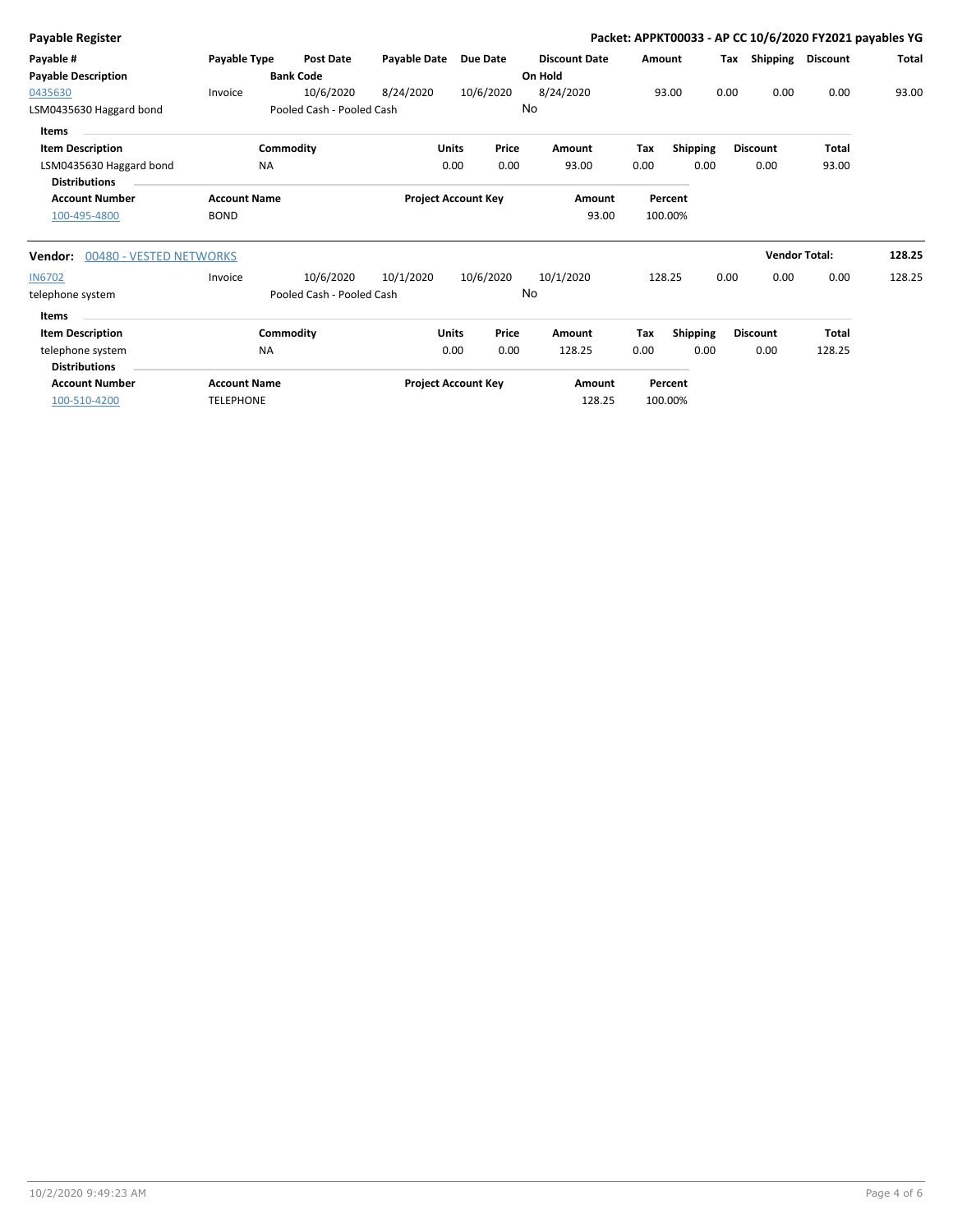# Payable Register

**Packet: APPKT00033 - AP CC 10/6/2020 FY2021 payables YG**

| Payable # / Payable Description | Payable Type | Post Date / Bank Code | Payable Date | Due Date | Discount Date / On Hold | Amount | Tax | Shipping | Discount | Total |
|---|---|---|---|---|---|---|---|---|---|---|
| 0435630 | Invoice | 10/6/2020 | 8/24/2020 | 10/6/2020 | 8/24/2020 | 93.00 | 0.00 | 0.00 | 0.00 | 93.00 |
| LSM0435630 Haggard bond | | Pooled Cash - Pooled Cash | | | No | | | | | |

**Items**

| Item Description | Commodity | Units | Price | Amount | Tax | Shipping | Discount | Total |
|---|---|---|---|---|---|---|---|---|
| LSM0435630 Haggard bond | NA | 0.00 | 0.00 | 93.00 | 0.00 | 0.00 | 0.00 | 93.00 |

**Distributions**

| Account Number | Account Name | Project Account Key | Amount | Percent |
|---|---|---|---|---|
| 100-495-4800 | BOND | | 93.00 | 100.00% |

**Vendor:** 00480 - VESTED NETWORKS — **Vendor Total: 128.25**

| Payable # / Payable Description | Payable Type | Post Date / Bank Code | Payable Date | Due Date | Discount Date / On Hold | Amount | Tax | Shipping | Discount | Total |
|---|---|---|---|---|---|---|---|---|---|---|
| IN6702 | Invoice | 10/6/2020 | 10/1/2020 | 10/6/2020 | 10/1/2020 | 128.25 | 0.00 | 0.00 | 0.00 | 128.25 |
| telephone system | | Pooled Cash - Pooled Cash | | | No | | | | | |

**Items**

| Item Description | Commodity | Units | Price | Amount | Tax | Shipping | Discount | Total |
|---|---|---|---|---|---|---|---|---|
| telephone system | NA | 0.00 | 0.00 | 128.25 | 0.00 | 0.00 | 0.00 | 128.25 |

**Distributions**

| Account Number | Account Name | Project Account Key | Amount | Percent |
|---|---|---|---|---|
| 100-510-4200 | TELEPHONE | | 128.25 | 100.00% |

10/2/2020 9:49:23 AM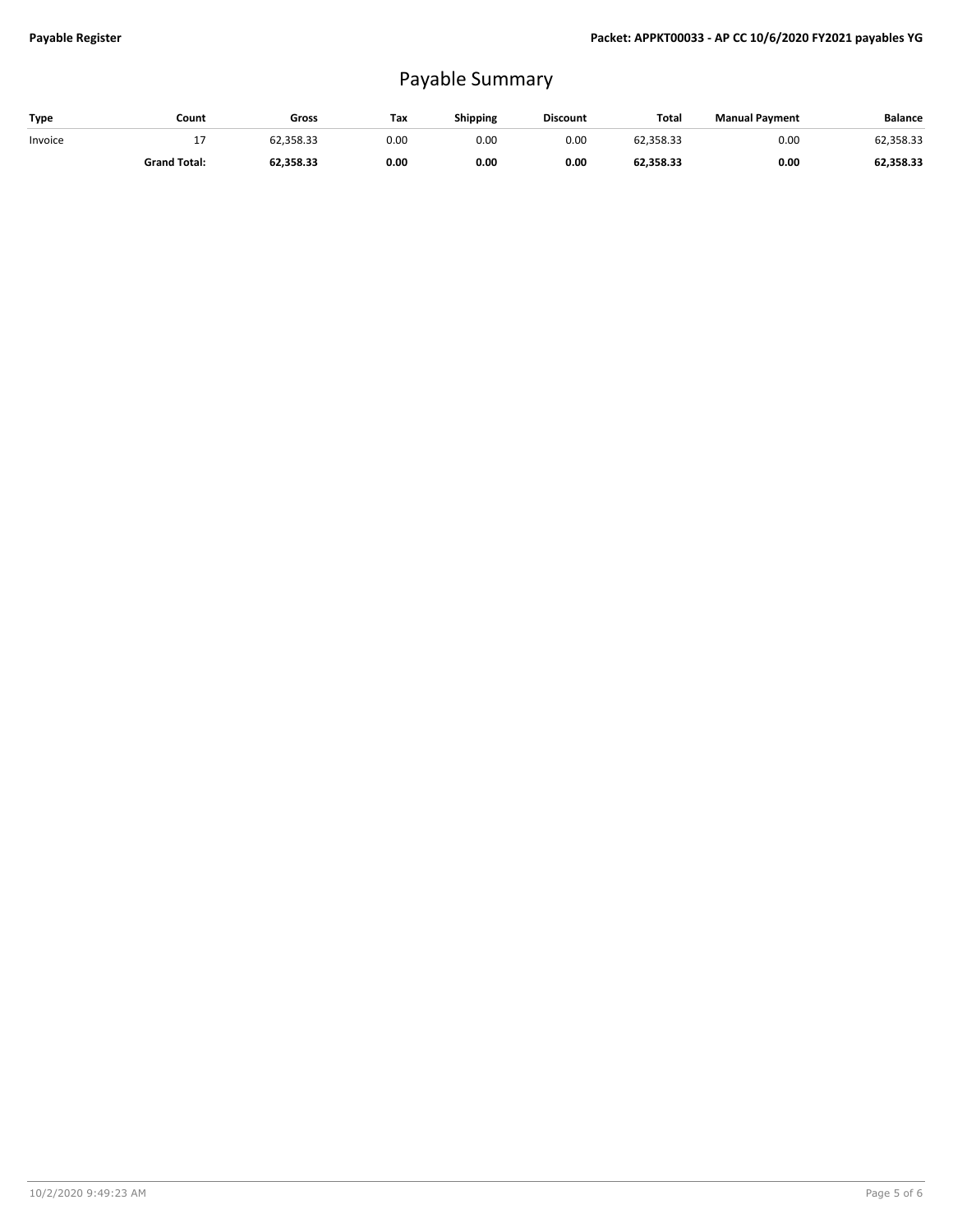# Payable Summary

| Type | Count | Gross | Tax | Shipping | Discount | Total | Manual Payment | Balance |
|---|---|---|---|---|---|---|---|---|
| Invoice | 17 | 62,358.33 | 0.00 | 0.00 | 0.00 | 62,358.33 | 0.00 | 62,358.33 |
| | **Grand Total:** | **62,358.33** | **0.00** | **0.00** | **0.00** | **62,358.33** | **0.00** | **62,358.33** |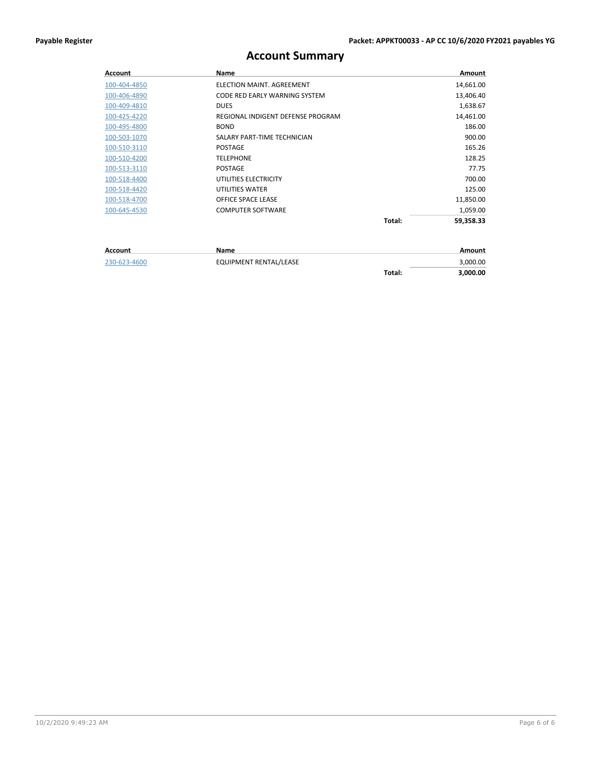# Account Summary

| Account | Name | | Amount |
|---|---|---|---|
| 100-404-4850 | ELECTION MAINT. AGREEMENT | | 14,661.00 |
| 100-406-4890 | CODE RED EARLY WARNING SYSTEM | | 13,406.40 |
| 100-409-4810 | DUES | | 1,638.67 |
| 100-425-4220 | REGIONAL INDIGENT DEFENSE PROGRAM | | 14,461.00 |
| 100-495-4800 | BOND | | 186.00 |
| 100-503-1070 | SALARY PART-TIME TECHNICIAN | | 900.00 |
| 100-510-3110 | POSTAGE | | 165.26 |
| 100-510-4200 | TELEPHONE | | 128.25 |
| 100-513-3110 | POSTAGE | | 77.75 |
| 100-518-4400 | UTILITIES ELECTRICITY | | 700.00 |
| 100-518-4420 | UTILITIES WATER | | 125.00 |
| 100-518-4700 | OFFICE SPACE LEASE | | 11,850.00 |
| 100-645-4530 | COMPUTER SOFTWARE | | 1,059.00 |
| | | **Total:** | **59,358.33** |

| Account | Name | | Amount |
|---|---|---|---|
| 230-623-4600 | EQUIPMENT RENTAL/LEASE | | 3,000.00 |
| | | **Total:** | **3,000.00** |